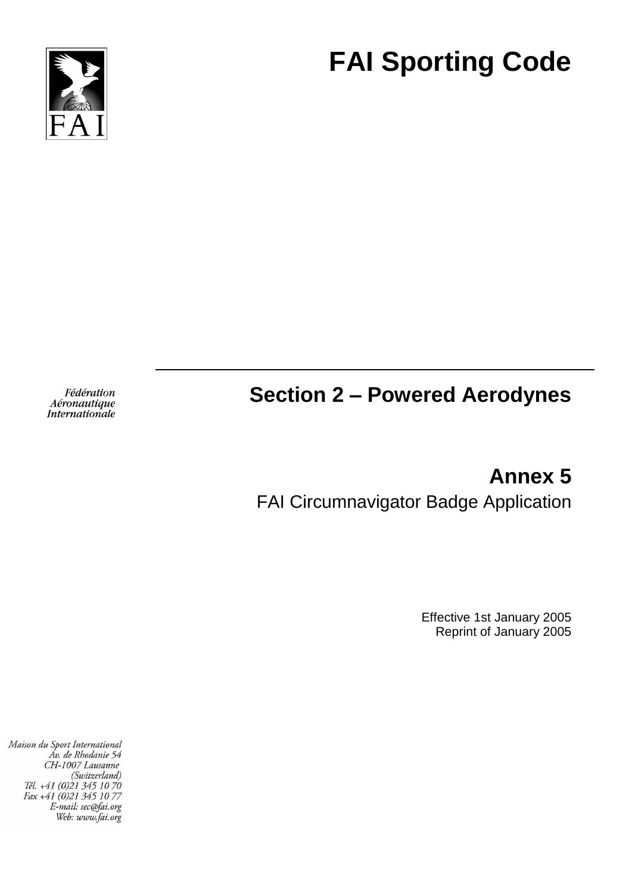# FAI Sporting Code

Fédération
Aéronautique
Internationale

## Section 2 – Powered Aerodynes

## Annex 5

FAI Circumnavigator Badge Application

Effective 1st January 2005
Reprint of January 2005

Maison du Sport International
Av. de Rhodanie 54
CH-1007 Lausanne
(Switzerland)
Tél. +41 (0)21 345 10 70
Fax +41 (0)21 345 10 77
E-mail: sec@fai.org
Web: www.fai.org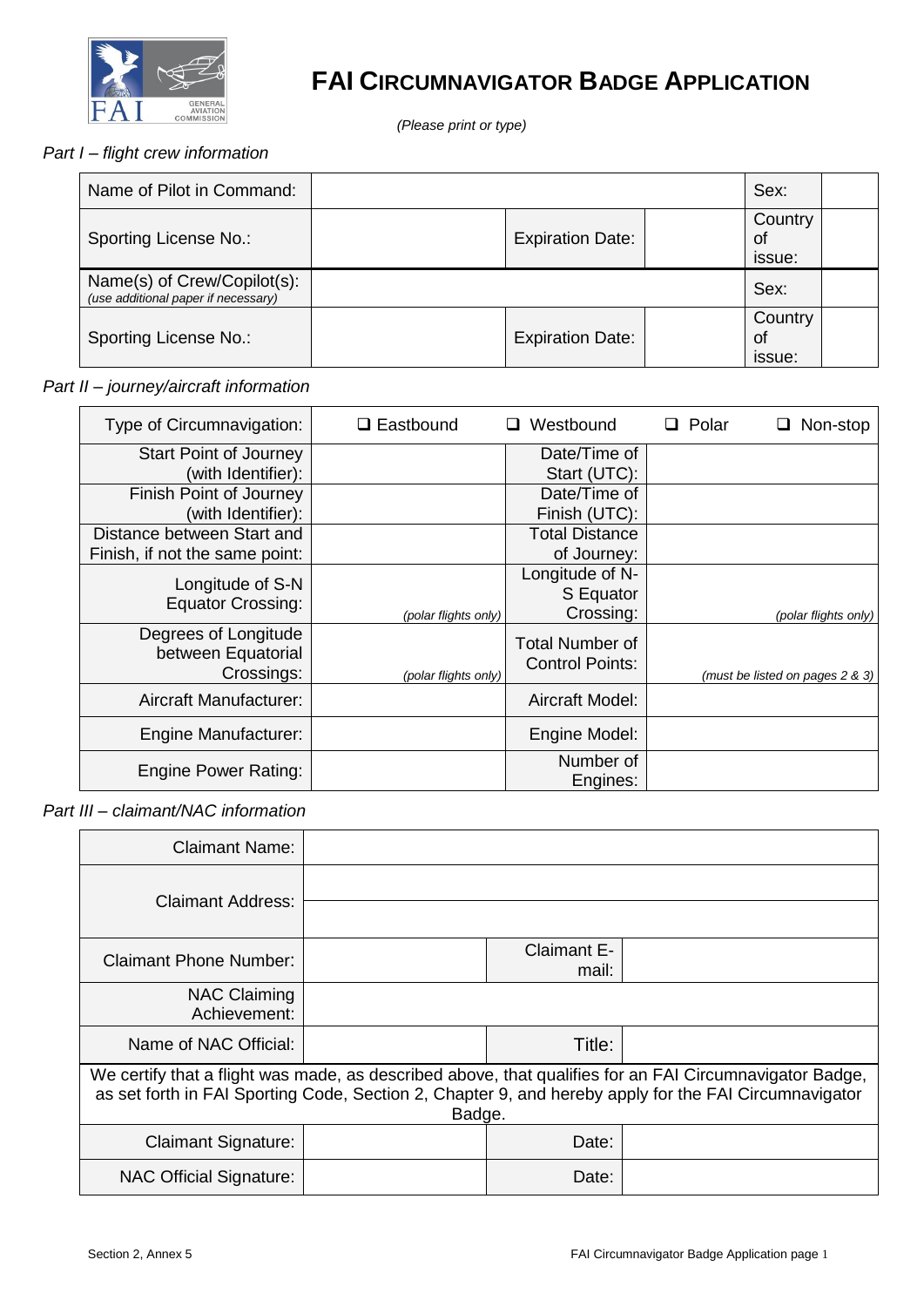# FAI CIRCUMNAVIGATOR BADGE APPLICATION

*(Please print or type)*

*Part I – flight crew information*

| Name of Pilot in Command: | | | | Sex: | |
|---|---|---|---|---|---|
| Sporting License No.: | | Expiration Date: | | Country of issue: | |
| Name(s) of Crew/Copilot(s): *(use additional paper if necessary)* | | | | Sex: | |
| Sporting License No.: | | Expiration Date: | | Country of issue: | |

*Part II – journey/aircraft information*

| Type of Circumnavigation: | ❑ Eastbound | ❑ Westbound | ❑ Polar ❑ Non-stop |
|---|---|---|---|
| Start Point of Journey (with Identifier): | | Date/Time of Start (UTC): | |
| Finish Point of Journey (with Identifier): | | Date/Time of Finish (UTC): | |
| Distance between Start and Finish, if not the same point: | | Total Distance of Journey: | |
| Longitude of S-N Equator Crossing: | *(polar flights only)* | Longitude of N-S Equator Crossing: | *(polar flights only)* |
| Degrees of Longitude between Equatorial Crossings: | *(polar flights only)* | Total Number of Control Points: | *(must be listed on pages 2 & 3)* |
| Aircraft Manufacturer: | | Aircraft Model: | |
| Engine Manufacturer: | | Engine Model: | |
| Engine Power Rating: | | Number of Engines: | |

*Part III – claimant/NAC information*

| Claimant Name: | | | |
|---|---|---|---|
| Claimant Address: | | | |
| | | | |
| Claimant Phone Number: | | Claimant E-mail: | |
| NAC Claiming Achievement: | | | |
| Name of NAC Official: | | Title: | |
| We certify that a flight was made, as described above, that qualifies for an FAI Circumnavigator Badge, as set forth in FAI Sporting Code, Section 2, Chapter 9, and hereby apply for the FAI Circumnavigator Badge. | | | |
| Claimant Signature: | | Date: | |
| NAC Official Signature: | | Date: | |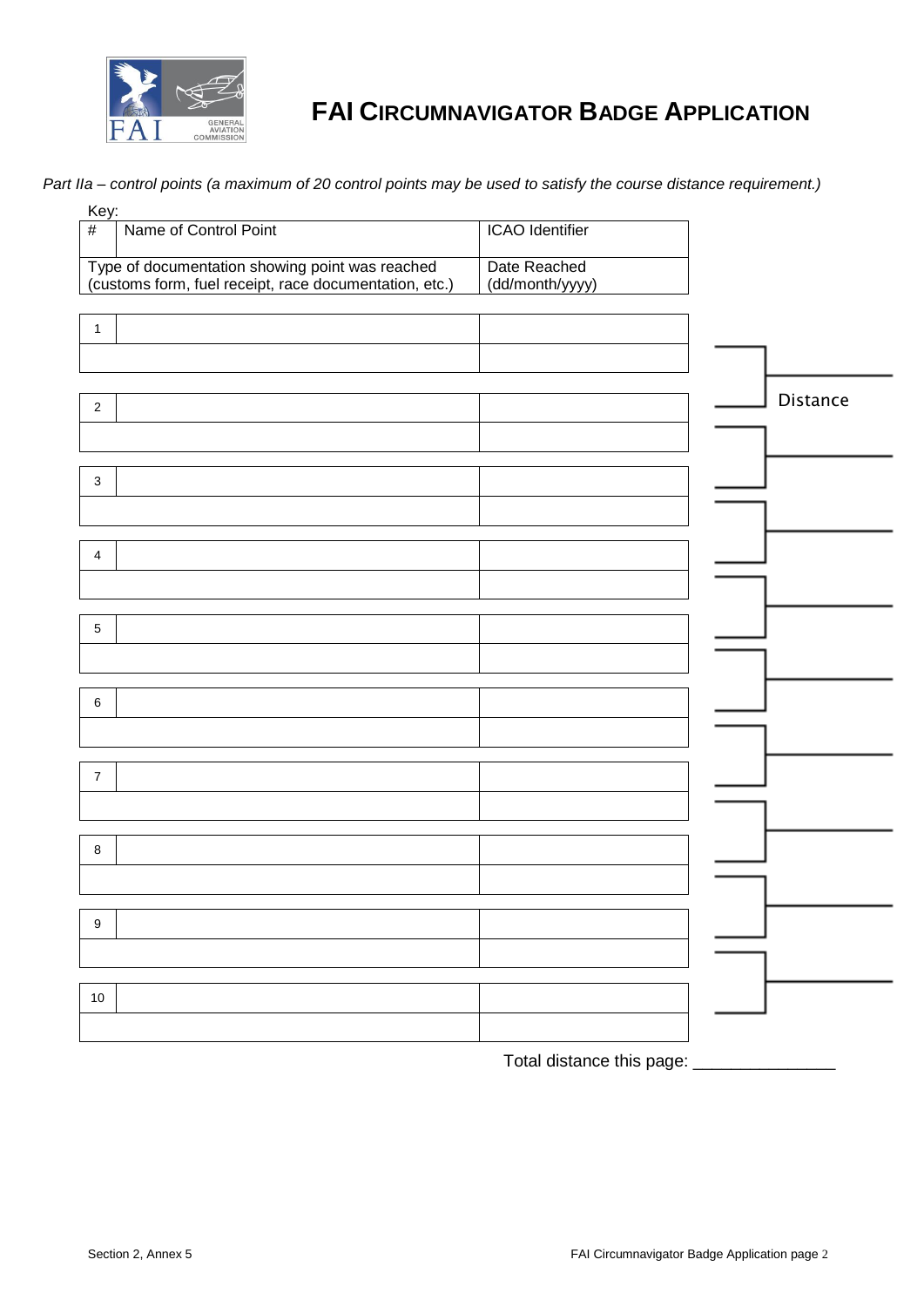# FAI Circumnavigator Badge Application

*Part IIa – control points (a maximum of 20 control points may be used to satisfy the course distance requirement.)*

Key:

| # | Name of Control Point | ICAO Identifier |
|---|---|---|
| Type of documentation showing point was reached (customs form, fuel receipt, race documentation, etc.) | | Date Reached (dd/month/yyyy) |

| # | Name of Control Point | ICAO Identifier |
|---|---|---|
| 1 | | |
| | | |
| 2 | | |
| | | |
| 3 | | |
| | | |
| 4 | | |
| | | |
| 5 | | |
| | | |
| 6 | | |
| | | |
| 7 | | |
| | | |
| 8 | | |
| | | |
| 9 | | |
| | | |
| 10 | | |
| | | |

| Leg | Distance |
|---|---|
| 1–2 | |
| 2–3 | |
| 3–4 | |
| 4–5 | |
| 5–6 | |
| 6–7 | |
| 7–8 | |
| 8–9 | |
| 9–10 | |

Total distance this page: _______________

Section 2, Annex 5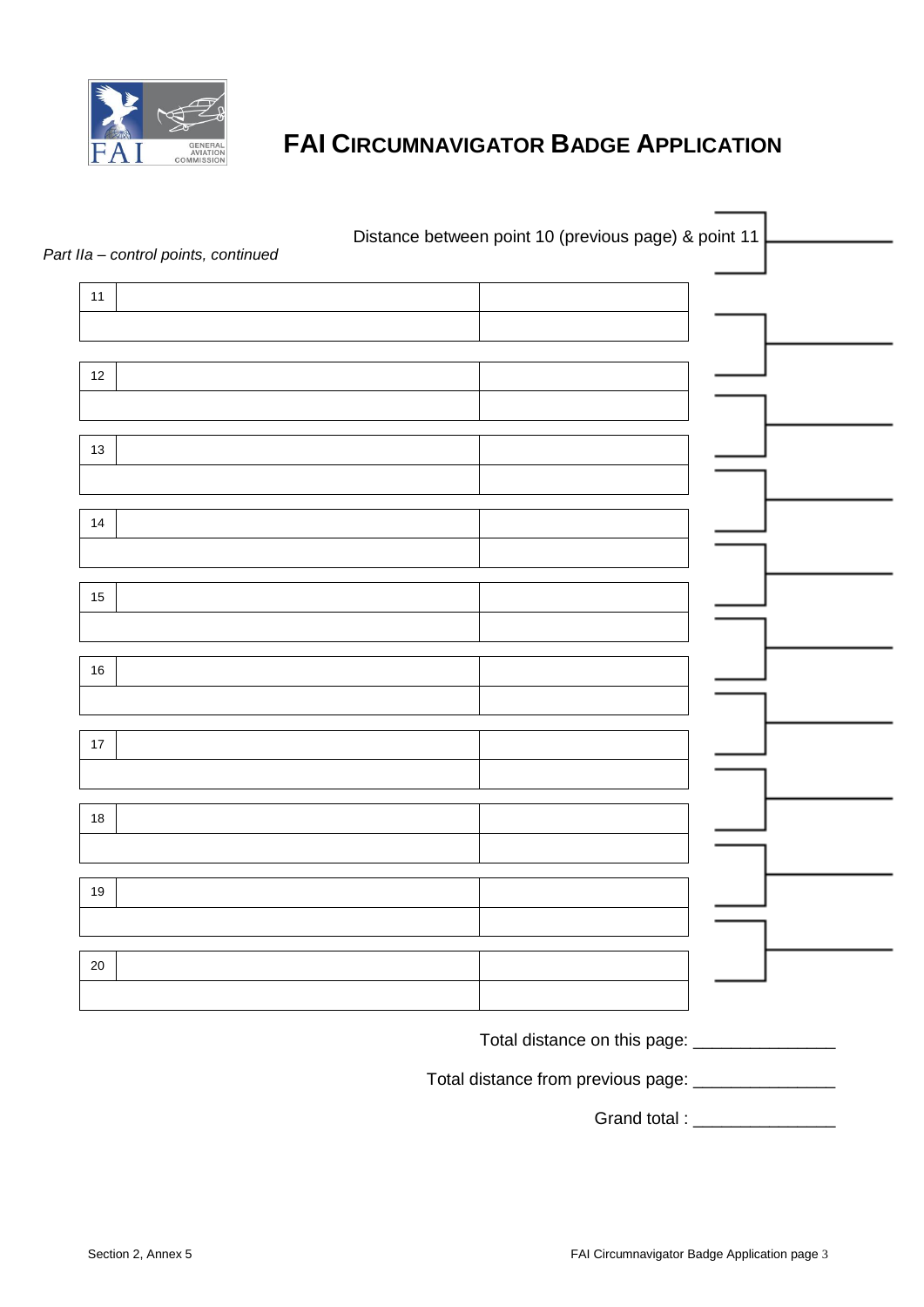# FAI CIRCUMNAVIGATOR BADGE APPLICATION

*Part IIa – control points, continued*

Distance between point 10 (previous page) & point 11 ____________

| | | |
|---|---|---|
| 11 | | |
| | | |

| | | |
|---|---|---|
| 12 | | |
| | | |

| | | |
|---|---|---|
| 13 | | |
| | | |

| | | |
|---|---|---|
| 14 | | |
| | | |

| | | |
|---|---|---|
| 15 | | |
| | | |

| | | |
|---|---|---|
| 16 | | |
| | | |

| | | |
|---|---|---|
| 17 | | |
| | | |

| | | |
|---|---|---|
| 18 | | |
| | | |

| | | |
|---|---|---|
| 19 | | |
| | | |

| | | |
|---|---|---|
| 20 | | |
| | | |

Total distance on this page: _______________

Total distance from previous page: _______________

Grand total : _______________